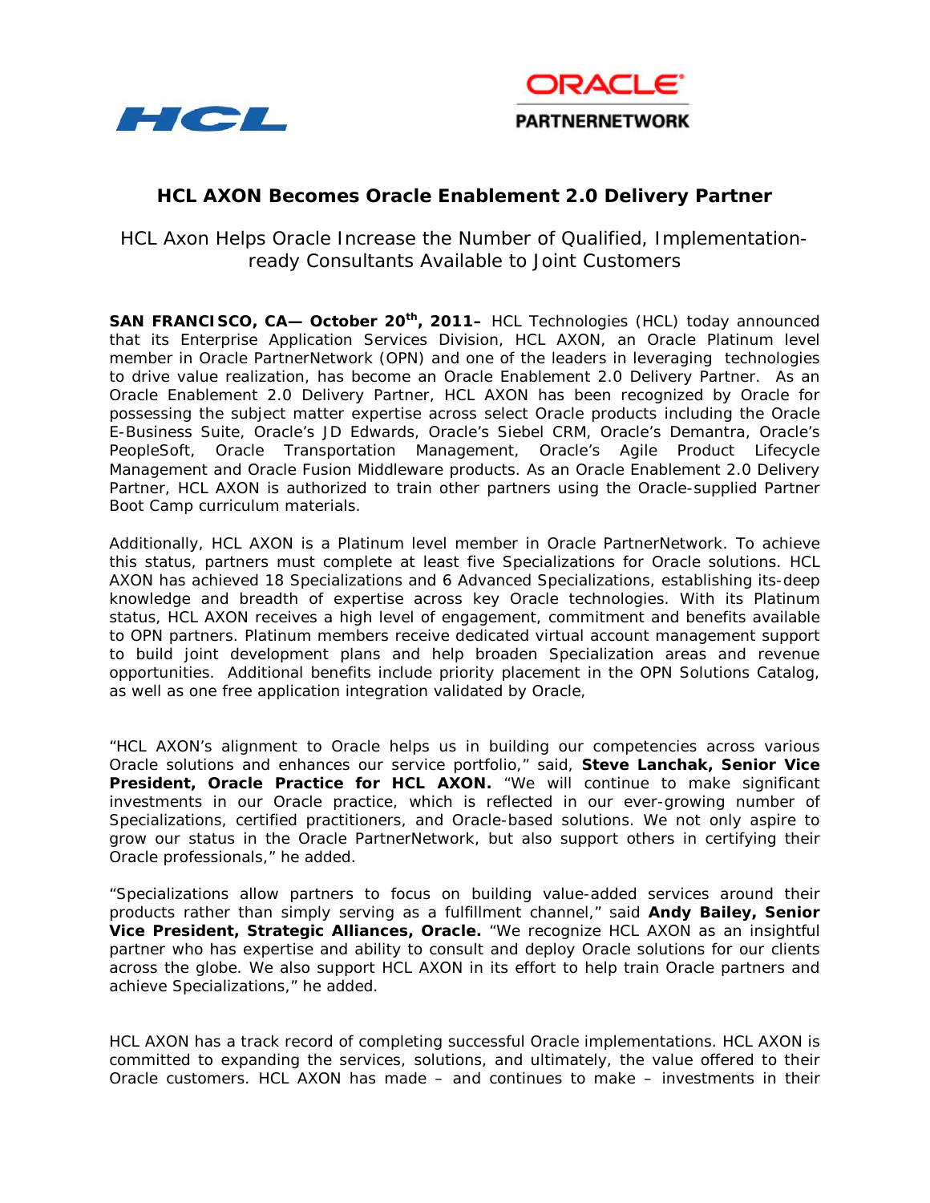HCL

ORACLE
PARTNERNETWORK

# HCL AXON Becomes Oracle Enablement 2.0 Delivery Partner

## HCL Axon Helps Oracle Increase the Number of Qualified, Implementation-ready Consultants Available to Joint Customers

**SAN FRANCISCO, CA— October 20th, 2011–** HCL Technologies (HCL) today announced that its Enterprise Application Services Division, HCL AXON, an Oracle Platinum level member in Oracle PartnerNetwork (OPN) and one of the leaders in leveraging technologies to drive value realization, has become an Oracle Enablement 2.0 Delivery Partner. As an Oracle Enablement 2.0 Delivery Partner, HCL AXON has been recognized by Oracle for possessing the subject matter expertise across select Oracle products including the Oracle E-Business Suite, Oracle's JD Edwards, Oracle's Siebel CRM, Oracle's Demantra, Oracle's PeopleSoft, Oracle Transportation Management, Oracle's Agile Product Lifecycle Management and Oracle Fusion Middleware products. As an Oracle Enablement 2.0 Delivery Partner, HCL AXON is authorized to train other partners using the Oracle-supplied Partner Boot Camp curriculum materials.

Additionally, HCL AXON is a Platinum level member in Oracle PartnerNetwork. To achieve this status, partners must complete at least five Specializations for Oracle solutions. HCL AXON has achieved 18 Specializations and 6 Advanced Specializations, establishing its-deep knowledge and breadth of expertise across key Oracle technologies. With its Platinum status, HCL AXON receives a high level of engagement, commitment and benefits available to OPN partners. Platinum members receive dedicated virtual account management support to build joint development plans and help broaden Specialization areas and revenue opportunities. Additional benefits include priority placement in the OPN Solutions Catalog, as well as one free application integration validated by Oracle,

"HCL AXON's alignment to Oracle helps us in building our competencies across various Oracle solutions and enhances our service portfolio," said, **Steve Lanchak, Senior Vice President, Oracle Practice for HCL AXON.** "We will continue to make significant investments in our Oracle practice, which is reflected in our ever-growing number of Specializations, certified practitioners, and Oracle-based solutions. We not only aspire to grow our status in the Oracle PartnerNetwork, but also support others in certifying their Oracle professionals," he added.

"Specializations allow partners to focus on building value-added services around their products rather than simply serving as a fulfillment channel," said **Andy Bailey, Senior Vice President, Strategic Alliances, Oracle.** "We recognize HCL AXON as an insightful partner who has expertise and ability to consult and deploy Oracle solutions for our clients across the globe. We also support HCL AXON in its effort to help train Oracle partners and achieve Specializations," he added.

HCL AXON has a track record of completing successful Oracle implementations. HCL AXON is committed to expanding the services, solutions, and ultimately, the value offered to their Oracle customers. HCL AXON has made – and continues to make – investments in their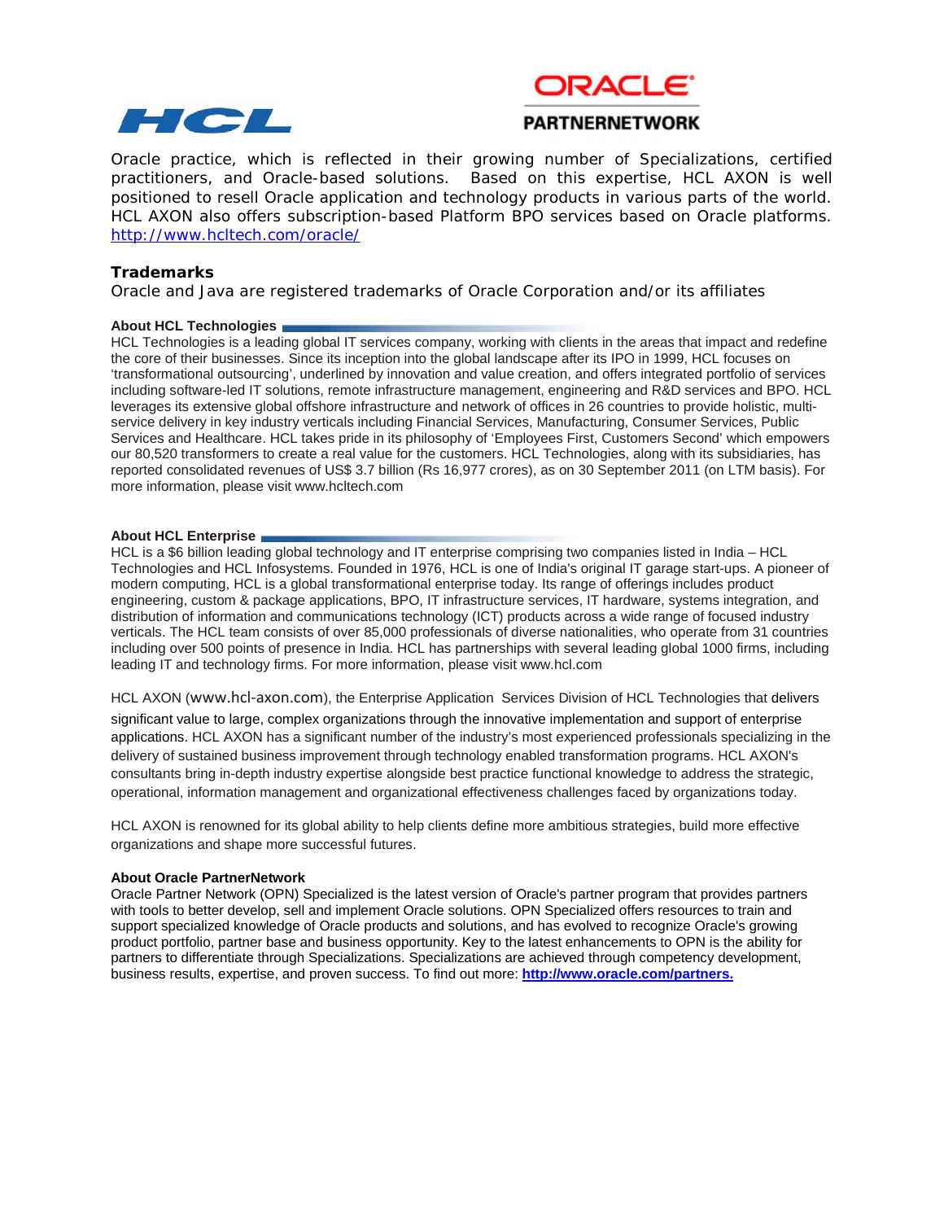Oracle practice, which is reflected in their growing number of Specializations, certified practitioners, and Oracle-based solutions. Based on this expertise, HCL AXON is well positioned to resell Oracle application and technology products in various parts of the world. HCL AXON also offers subscription-based Platform BPO services based on Oracle platforms. http://www.hcltech.com/oracle/

### Trademarks

Oracle and Java are registered trademarks of Oracle Corporation and/or its affiliates

### About HCL Technologies

HCL Technologies is a leading global IT services company, working with clients in the areas that impact and redefine the core of their businesses. Since its inception into the global landscape after its IPO in 1999, HCL focuses on 'transformational outsourcing', underlined by innovation and value creation, and offers integrated portfolio of services including software-led IT solutions, remote infrastructure management, engineering and R&D services and BPO. HCL leverages its extensive global offshore infrastructure and network of offices in 26 countries to provide holistic, multi-service delivery in key industry verticals including Financial Services, Manufacturing, Consumer Services, Public Services and Healthcare. HCL takes pride in its philosophy of 'Employees First, Customers Second' which empowers our 80,520 transformers to create a real value for the customers. HCL Technologies, along with its subsidiaries, has reported consolidated revenues of US$ 3.7 billion (Rs 16,977 crores), as on 30 September 2011 (on LTM basis). For more information, please visit www.hcltech.com

### About HCL Enterprise

HCL is a $6 billion leading global technology and IT enterprise comprising two companies listed in India – HCL Technologies and HCL Infosystems. Founded in 1976, HCL is one of India's original IT garage start-ups. A pioneer of modern computing, HCL is a global transformational enterprise today. Its range of offerings includes product engineering, custom & package applications, BPO, IT infrastructure services, IT hardware, systems integration, and distribution of information and communications technology (ICT) products across a wide range of focused industry verticals. The HCL team consists of over 85,000 professionals of diverse nationalities, who operate from 31 countries including over 500 points of presence in India. HCL has partnerships with several leading global 1000 firms, including leading IT and technology firms. For more information, please visit www.hcl.com

HCL AXON (www.hcl-axon.com), the Enterprise Application Services Division of HCL Technologies that delivers significant value to large, complex organizations through the innovative implementation and support of enterprise applications. HCL AXON has a significant number of the industry's most experienced professionals specializing in the delivery of sustained business improvement through technology enabled transformation programs. HCL AXON's consultants bring in-depth industry expertise alongside best practice functional knowledge to address the strategic, operational, information management and organizational effectiveness challenges faced by organizations today.

HCL AXON is renowned for its global ability to help clients define more ambitious strategies, build more effective organizations and shape more successful futures.

### About Oracle PartnerNetwork

Oracle Partner Network (OPN) Specialized is the latest version of Oracle's partner program that provides partners with tools to better develop, sell and implement Oracle solutions. OPN Specialized offers resources to train and support specialized knowledge of Oracle products and solutions, and has evolved to recognize Oracle's growing product portfolio, partner base and business opportunity. Key to the latest enhancements to OPN is the ability for partners to differentiate through Specializations. Specializations are achieved through competency development, business results, expertise, and proven success. To find out more: **http://www.oracle.com/partners.**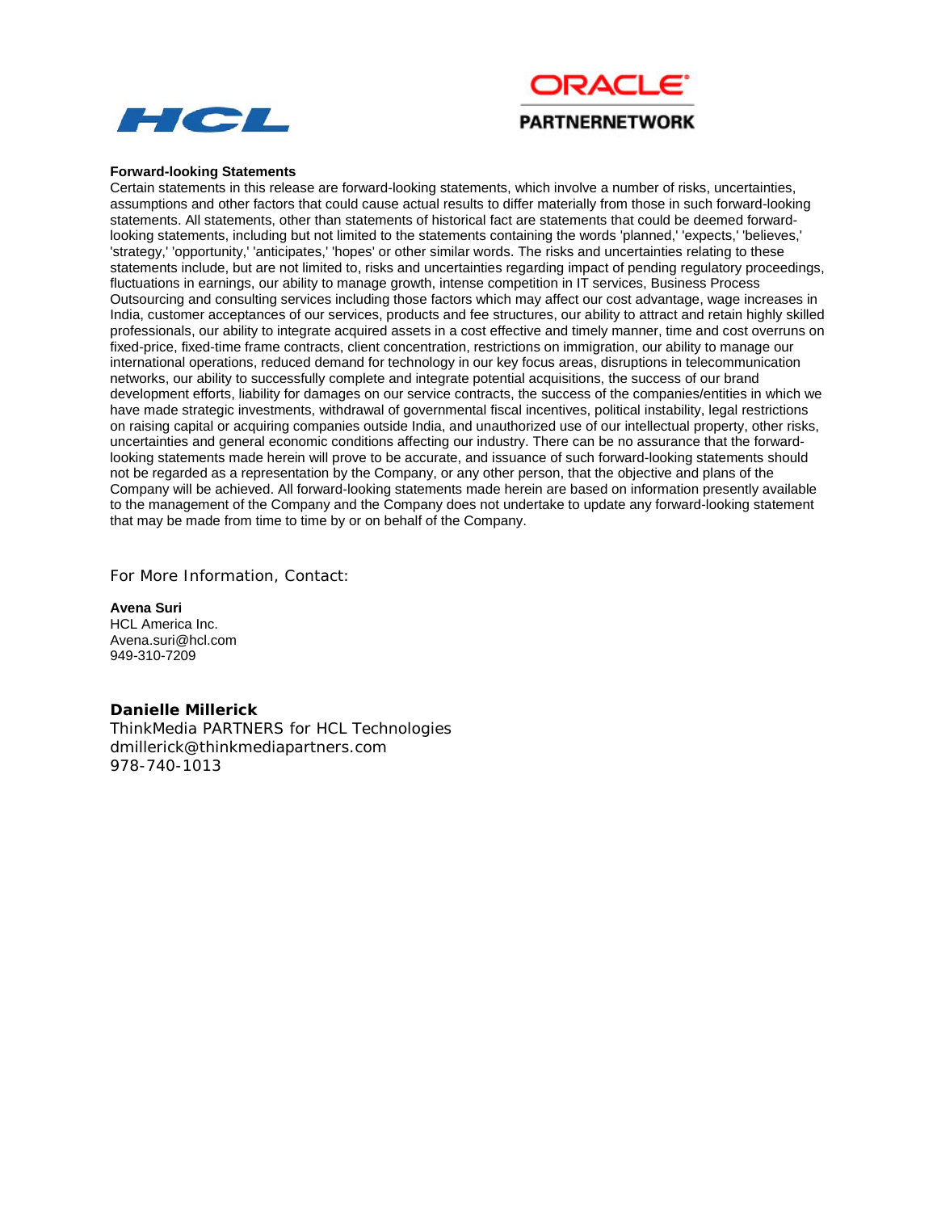**Forward-looking Statements**

Certain statements in this release are forward-looking statements, which involve a number of risks, uncertainties, assumptions and other factors that could cause actual results to differ materially from those in such forward-looking statements. All statements, other than statements of historical fact are statements that could be deemed forward-looking statements, including but not limited to the statements containing the words 'planned,' 'expects,' 'believes,' 'strategy,' 'opportunity,' 'anticipates,' 'hopes' or other similar words. The risks and uncertainties relating to these statements include, but are not limited to, risks and uncertainties regarding impact of pending regulatory proceedings, fluctuations in earnings, our ability to manage growth, intense competition in IT services, Business Process Outsourcing and consulting services including those factors which may affect our cost advantage, wage increases in India, customer acceptances of our services, products and fee structures, our ability to attract and retain highly skilled professionals, our ability to integrate acquired assets in a cost effective and timely manner, time and cost overruns on fixed-price, fixed-time frame contracts, client concentration, restrictions on immigration, our ability to manage our international operations, reduced demand for technology in our key focus areas, disruptions in telecommunication networks, our ability to successfully complete and integrate potential acquisitions, the success of our brand development efforts, liability for damages on our service contracts, the success of the companies/entities in which we have made strategic investments, withdrawal of governmental fiscal incentives, political instability, legal restrictions on raising capital or acquiring companies outside India, and unauthorized use of our intellectual property, other risks, uncertainties and general economic conditions affecting our industry. There can be no assurance that the forward-looking statements made herein will prove to be accurate, and issuance of such forward-looking statements should not be regarded as a representation by the Company, or any other person, that the objective and plans of the Company will be achieved. All forward-looking statements made herein are based on information presently available to the management of the Company and the Company does not undertake to update any forward-looking statement that may be made from time to time by or on behalf of the Company.

For More Information, Contact:

**Avena Suri**
HCL America Inc.
Avena.suri@hcl.com
949-310-7209

**Danielle Millerick**
ThinkMedia PARTNERS for HCL Technologies
dmillerick@thinkmediapartners.com
978-740-1013